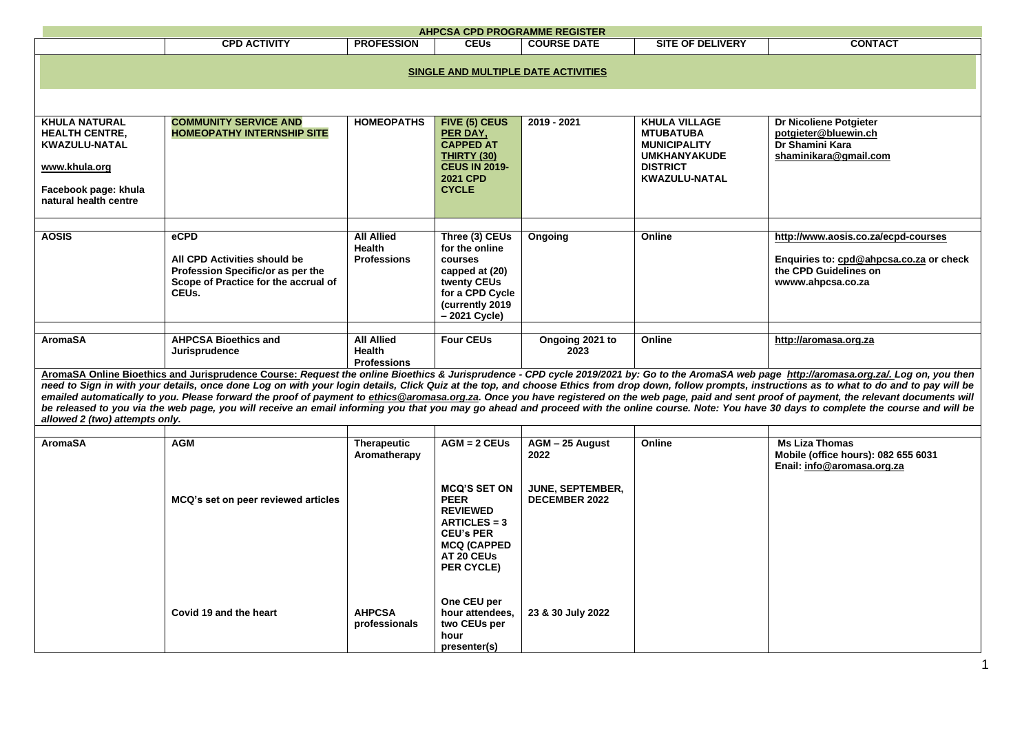# AHPCSA CPD PROGRAMME REGISTER

| | CPD ACTIVITY | PROFESSION | CEUs | COURSE DATE | SITE OF DELIVERY | CONTACT |
|---|---|---|---|---|---|---|
| **SINGLE AND MULTIPLE DATE ACTIVITIES** | | | | | | |
| KHULA NATURAL HEALTH CENTRE, KWAZULU-NATAL<br>www.khula.org<br>Facebook page: khula natural health centre | COMMUNITY SERVICE AND HOMEOPATHY INTERNSHIP SITE | HOMEOPATHS | FIVE (5) CEUS PER DAY, CAPPED AT THIRTY (30) CEUS IN 2019-2021 CPD CYCLE | 2019 - 2021 | KHULA VILLAGE MTUBATUBA MUNICIPALITY UMKHANYAKUDE DISTRICT KWAZULU-NATAL | Dr Nicoliene Potgieter<br>potgieter@bluewin.ch<br>Dr Shamini Kara<br>shaminikara@gmail.com |
| AOSIS | eCPD<br>All CPD Activities should be Profession Specific/or as per the Scope of Practice for the accrual of CEUs. | All Allied Health Professions | Three (3) CEUs for the online courses capped at (20) twenty CEUs for a CPD Cycle (currently 2019 – 2021 Cycle) | Ongoing | Online | http://www.aosis.co.za/ecpd-courses<br>Enquiries to: cpd@ahpcsa.co.za or check the CPD Guidelines on wwww.ahpcsa.co.za |
| AromaSA | AHPCSA Bioethics and Jurisprudence | All Allied Health Professions | Four CEUs | Ongoing 2021 to 2023 | Online | http://aromasa.org.za |

***AromaSA Online Bioethics and Jurisprudence Course:*** *Request the online Bioethics & Jurisprudence - CPD cycle 2019/2021 by: Go to the AromaSA web page http://aromasa.org.za/. Log on, you then need to Sign in with your details, once done Log on with your login details, Click Quiz at the top, and choose Ethics from drop down, follow prompts, instructions as to what to do and to pay will be emailed automatically to you. Please forward the proof of payment to ethics@aromasa.org.za. Once you have registered on the web page, paid and sent proof of payment, the relevant documents will be released to you via the web page, you will receive an email informing you that you may go ahead and proceed with the online course. Note: You have 30 days to complete the course and will be allowed 2 (two) attempts only.*

| | CPD ACTIVITY | PROFESSION | CEUs | COURSE DATE | SITE OF DELIVERY | CONTACT |
|---|---|---|---|---|---|---|
| AromaSA | AGM | Therapeutic Aromatherapy | AGM = 2 CEUs | AGM – 25 August 2022 | Online | Ms Liza Thomas<br>Mobile (office hours): 082 655 6031<br>Enail: info@aromasa.org.za |
| | MCQ's set on peer reviewed articles | | MCQ'S SET ON PEER REVIEWED ARTICLES = 3 CEU's PER MCQ (CAPPED AT 20 CEUs PER CYCLE) | JUNE, SEPTEMBER, DECEMBER 2022 | | |
| | Covid 19 and the heart | AHPCSA professionals | One CEU per hour attendees, two CEUs per hour presenter(s) | 23 & 30 July 2022 | | |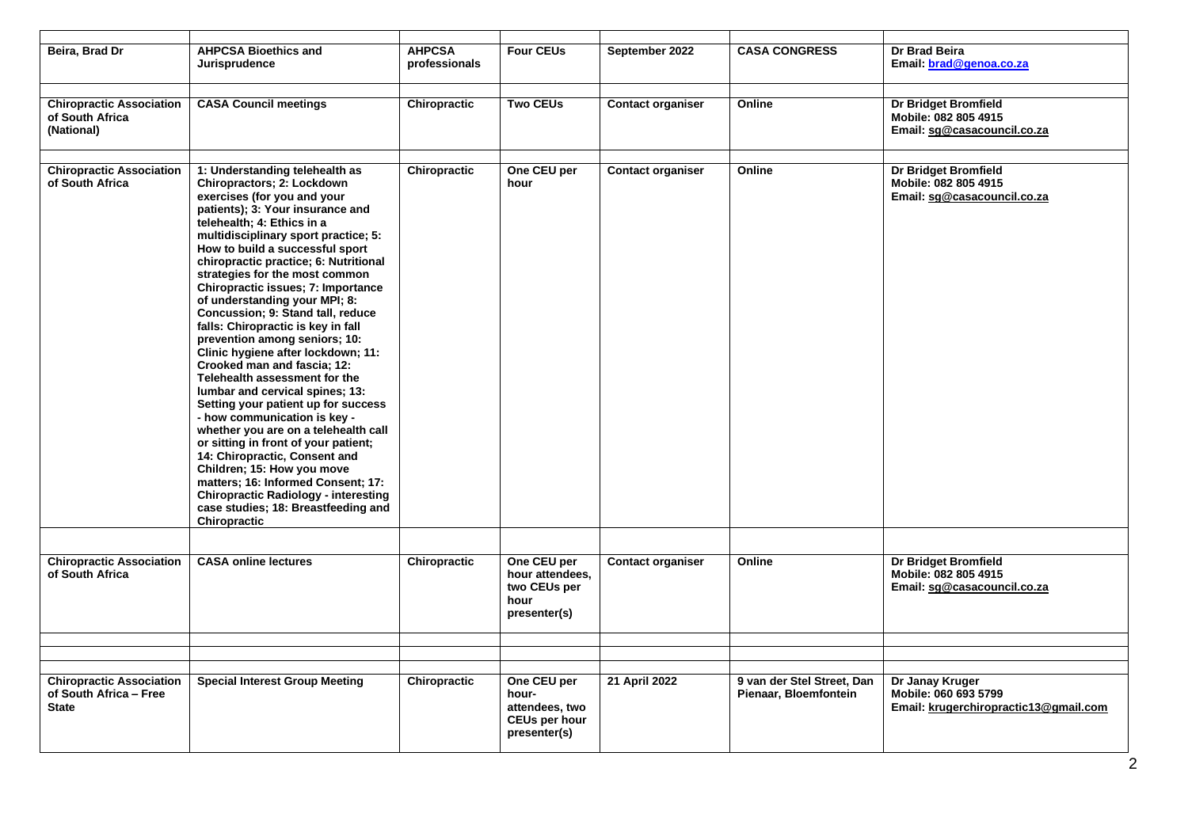| | | | | | | |
|---|---|---|---|---|---|---|
| **Beira, Brad Dr** | **AHPCSA Bioethics and Jurisprudence** | **AHPCSA professionals** | **Four CEUs** | **September 2022** | **CASA CONGRESS** | **Dr Brad Beira**<br>**Email: brad@genoa.co.za** |
| | | | | | | |
| **Chiropractic Association of South Africa (National)** | **CASA Council meetings** | **Chiropractic** | **Two CEUs** | **Contact organiser** | **Online** | **Dr Bridget Bromfield**<br>**Mobile: 082 805 4915**<br>**Email: sg@casacouncil.co.za** |
| | | | | | | |
| **Chiropractic Association of South Africa** | **1: Understanding telehealth as Chiropractors; 2: Lockdown exercises (for you and your patients); 3: Your insurance and telehealth; 4: Ethics in a multidisciplinary sport practice; 5: How to build a successful sport chiropractic practice; 6: Nutritional strategies for the most common Chiropractic issues; 7: Importance of understanding your MPI; 8: Concussion; 9: Stand tall, reduce falls: Chiropractic is key in fall prevention among seniors; 10: Clinic hygiene after lockdown; 11: Crooked man and fascia; 12: Telehealth assessment for the lumbar and cervical spines; 13: Setting your patient up for success - how communication is key - whether you are on a telehealth call or sitting in front of your patient; 14: Chiropractic, Consent and Children; 15: How you move matters; 16: Informed Consent; 17: Chiropractic Radiology - interesting case studies; 18: Breastfeeding and Chiropractic** | **Chiropractic** | **One CEU per hour** | **Contact organiser** | **Online** | **Dr Bridget Bromfield**<br>**Mobile: 082 805 4915**<br>**Email: sg@casacouncil.co.za** |
| | | | | | | |
| **Chiropractic Association of South Africa** | **CASA online lectures** | **Chiropractic** | **One CEU per hour attendees, two CEUs per hour presenter(s)** | **Contact organiser** | **Online** | **Dr Bridget Bromfield**<br>**Mobile: 082 805 4915**<br>**Email: sg@casacouncil.co.za** |
| | | | | | | |
| | | | | | | |
| **Chiropractic Association of South Africa – Free State** | **Special Interest Group Meeting** | **Chiropractic** | **One CEU per hour-attendees, two CEUs per hour presenter(s)** | **21 April 2022** | **9 van der Stel Street, Dan Pienaar, Bloemfontein** | **Dr Janay Kruger**<br>**Mobile: 060 693 5799**<br>**Email: krugerchiropractic13@gmail.com** |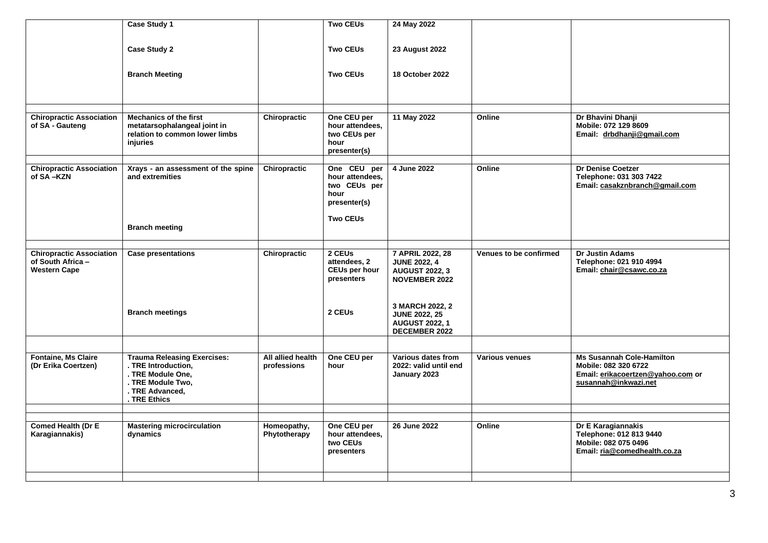| | | | | | | |
|---|---|---|---|---|---|---|
| | **Case Study 1** | | **Two CEUs** | **24 May 2022** | | |
| | **Case Study 2** | | **Two CEUs** | **23 August 2022** | | |
| | **Branch Meeting** | | **Two CEUs** | **18 October 2022** | | |
| | | | | | | |
| **Chiropractic Association of SA - Gauteng** | **Mechanics of the first metatarsophalangeal joint in relation to common lower limbs injuries** | **Chiropractic** | **One CEU per hour attendees, two CEUs per hour presenter(s)** | **11 May 2022** | **Online** | **Dr Bhavini Dhanji**<br>**Mobile: 072 129 8609**<br>**Email: drbdhanji@gmail.com** |
| | | | | | | |
| **Chiropractic Association of SA –KZN** | **Xrays - an assessment of the spine and extremities** | **Chiropractic** | **One CEU per hour attendees, two CEUs per hour presenter(s)** | **4 June 2022** | **Online** | **Dr Denise Coetzer**<br>**Telephone: 031 303 7422**<br>**Email: casakznbranch@gmail.com** |
| | **Branch meeting** | | **Two CEUs** | | | |
| | | | | | | |
| **Chiropractic Association of South Africa – Western Cape** | **Case presentations** | **Chiropractic** | **2 CEUs attendees, 2 CEUs per hour presenters** | **7 APRIL 2022, 28 JUNE 2022, 4 AUGUST 2022, 3 NOVEMBER 2022** | **Venues to be confirmed** | **Dr Justin Adams**<br>**Telephone: 021 910 4994**<br>**Email: chair@csawc.co.za** |
| | **Branch meetings** | | **2 CEUs** | **3 MARCH 2022, 2 JUNE 2022, 25 AUGUST 2022, 1 DECEMBER 2022** | | |
| | | | | | | |
| **Fontaine, Ms Claire (Dr Erika Coertzen)** | **Trauma Releasing Exercises:**<br>**. TRE Introduction,**<br>**. TRE Module One,**<br>**. TRE Module Two,**<br>**. TRE Advanced,**<br>**. TRE Ethics** | **All allied health professions** | **One CEU per hour** | **Various dates from 2022: valid until end January 2023** | **Various venues** | **Ms Susannah Cole-Hamilton**<br>**Mobile: 082 320 6722**<br>**Email: erikacoertzen@yahoo.com or susannah@inkwazi.net** |
| | | | | | | |
| **Comed Health (Dr E Karagiannakis)** | **Mastering microcirculation dynamics** | **Homeopathy, Phytotherapy** | **One CEU per hour attendees, two CEUs presenters** | **26 June 2022** | **Online** | **Dr E Karagiannakis**<br>**Telephone: 012 813 9440**<br>**Mobile: 082 075 0496**<br>**Email: ria@comedhealth.co.za** |
| | | | | | | |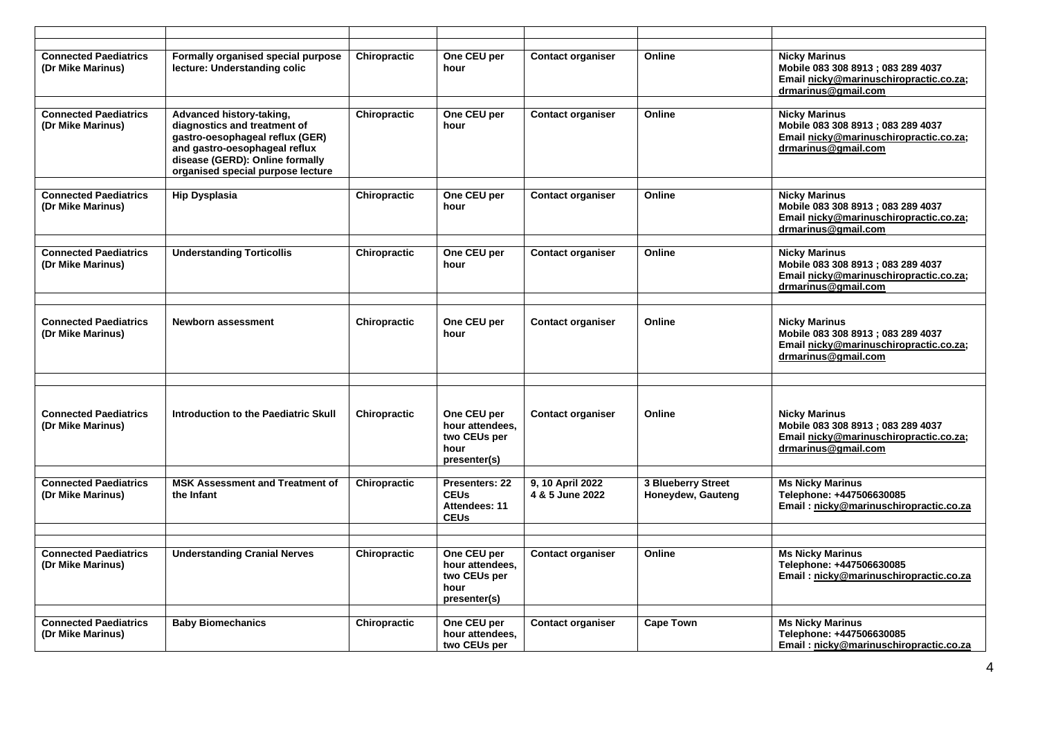| | | | | | | |
|---|---|---|---|---|---|---|
| **Connected Paediatrics (Dr Mike Marinus)** | **Formally organised special purpose lecture: Understanding colic** | **Chiropractic** | **One CEU per hour** | **Contact organiser** | **Online** | **Nicky Marinus Mobile 083 308 8913 ; 083 289 4037 Email nicky@marinuschiropractic.co.za; drmarinus@gmail.com** |
| | | | | | | |
| **Connected Paediatrics (Dr Mike Marinus)** | **Advanced history-taking, diagnostics and treatment of gastro-oesophageal reflux (GER) and gastro-oesophageal reflux disease (GERD): Online formally organised special purpose lecture** | **Chiropractic** | **One CEU per hour** | **Contact organiser** | **Online** | **Nicky Marinus Mobile 083 308 8913 ; 083 289 4037 Email nicky@marinuschiropractic.co.za; drmarinus@gmail.com** |
| | | | | | | |
| **Connected Paediatrics (Dr Mike Marinus)** | **Hip Dysplasia** | **Chiropractic** | **One CEU per hour** | **Contact organiser** | **Online** | **Nicky Marinus Mobile 083 308 8913 ; 083 289 4037 Email nicky@marinuschiropractic.co.za; drmarinus@gmail.com** |
| | | | | | | |
| **Connected Paediatrics (Dr Mike Marinus)** | **Understanding Torticollis** | **Chiropractic** | **One CEU per hour** | **Contact organiser** | **Online** | **Nicky Marinus Mobile 083 308 8913 ; 083 289 4037 Email nicky@marinuschiropractic.co.za; drmarinus@gmail.com** |
| | | | | | | |
| **Connected Paediatrics (Dr Mike Marinus)** | **Newborn assessment** | **Chiropractic** | **One CEU per hour** | **Contact organiser** | **Online** | **Nicky Marinus Mobile 083 308 8913 ; 083 289 4037 Email nicky@marinuschiropractic.co.za; drmarinus@gmail.com** |
| | | | | | | |
| **Connected Paediatrics (Dr Mike Marinus)** | **Introduction to the Paediatric Skull** | **Chiropractic** | **One CEU per hour attendees, two CEUs per hour presenter(s)** | **Contact organiser** | **Online** | **Nicky Marinus Mobile 083 308 8913 ; 083 289 4037 Email nicky@marinuschiropractic.co.za; drmarinus@gmail.com** |
| | | | | | | |
| **Connected Paediatrics (Dr Mike Marinus)** | **MSK Assessment and Treatment of the Infant** | **Chiropractic** | **Presenters: 22 CEUs Attendees: 11 CEUs** | **9, 10 April 2022 4 & 5 June 2022** | **3 Blueberry Street Honeydew, Gauteng** | **Ms Nicky Marinus Telephone: +447506630085 Email : nicky@marinuschiropractic.co.za** |
| | | | | | | |
| | | | | | | |
| **Connected Paediatrics (Dr Mike Marinus)** | **Understanding Cranial Nerves** | **Chiropractic** | **One CEU per hour attendees, two CEUs per hour presenter(s)** | **Contact organiser** | **Online** | **Ms Nicky Marinus Telephone: +447506630085 Email : nicky@marinuschiropractic.co.za** |
| | | | | | | |
| **Connected Paediatrics (Dr Mike Marinus)** | **Baby Biomechanics** | **Chiropractic** | **One CEU per hour attendees, two CEUs per** | **Contact organiser** | **Cape Town** | **Ms Nicky Marinus Telephone: +447506630085 Email : nicky@marinuschiropractic.co.za** |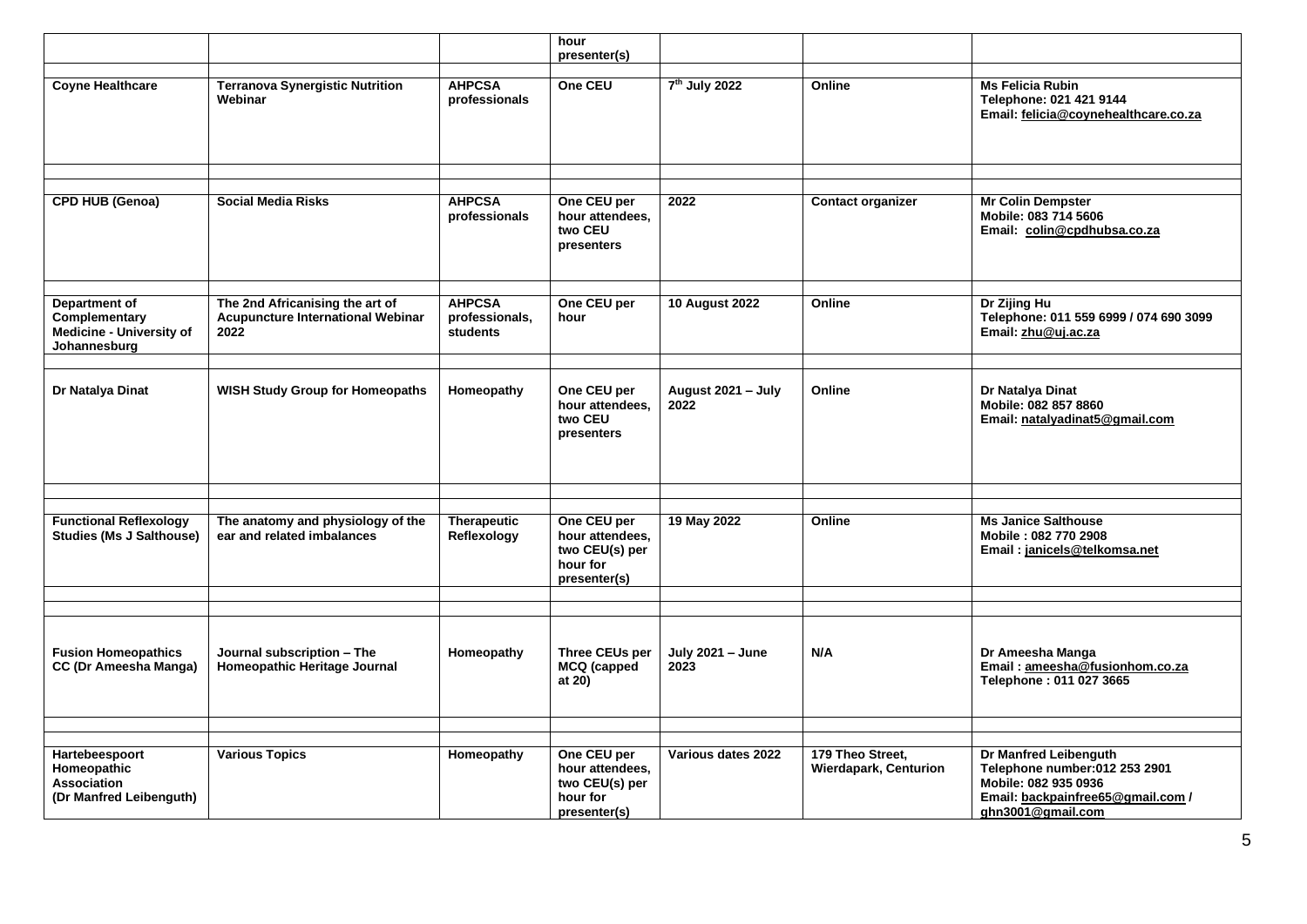| | | | hour presenter(s) | | | |
|---|---|---|---|---|---|---|
| | | | | | | |
| **Coyne Healthcare** | **Terranova Synergistic Nutrition Webinar** | **AHPCSA professionals** | **One CEU** | **7th July 2022** | **Online** | **Ms Felicia Rubin** **Telephone: 021 421 9144** **Email: felicia@coynehealthcare.co.za** |
| | | | | | | |
| | | | | | | |
| **CPD HUB (Genoa)** | **Social Media Risks** | **AHPCSA professionals** | **One CEU per hour attendees, two CEU presenters** | **2022** | **Contact organizer** | **Mr Colin Dempster** **Mobile: 083 714 5606** **Email: colin@cpdhubsa.co.za** |
| | | | | | | |
| **Department of Complementary Medicine - University of Johannesburg** | **The 2nd Africanising the art of Acupuncture International Webinar 2022** | **AHPCSA professionals, students** | **One CEU per hour** | **10 August 2022** | **Online** | **Dr Zijing Hu** **Telephone: 011 559 6999 / 074 690 3099** **Email: zhu@uj.ac.za** |
| | | | | | | |
| **Dr Natalya Dinat** | **WISH Study Group for Homeopaths** | **Homeopathy** | **One CEU per hour attendees, two CEU presenters** | **August 2021 – July 2022** | **Online** | **Dr Natalya Dinat** **Mobile: 082 857 8860** **Email: natalyadinat5@gmail.com** |
| | | | | | | |
| | | | | | | |
| **Functional Reflexology Studies (Ms J Salthouse)** | **The anatomy and physiology of the ear and related imbalances** | **Therapeutic Reflexology** | **One CEU per hour attendees, two CEU(s) per hour for presenter(s)** | **19 May 2022** | **Online** | **Ms Janice Salthouse** **Mobile : 082 770 2908** **Email : janicels@telkomsa.net** |
| | | | | | | |
| | | | | | | |
| **Fusion Homeopathics CC (Dr Ameesha Manga)** | **Journal subscription – The Homeopathic Heritage Journal** | **Homeopathy** | **Three CEUs per MCQ (capped at 20)** | **July 2021 – June 2023** | **N/A** | **Dr Ameesha Manga** **Email : ameesha@fusionhom.co.za** **Telephone : 011 027 3665** |
| | | | | | | |
| | | | | | | |
| **Hartebeespoort Homeopathic Association (Dr Manfred Leibenguth)** | **Various Topics** | **Homeopathy** | **One CEU per hour attendees, two CEU(s) per hour for presenter(s)** | **Various dates 2022** | **179 Theo Street, Wierdapark, Centurion** | **Dr Manfred Leibenguth** **Telephone number:012 253 2901** **Mobile: 082 935 0936** **Email: backpainfree65@gmail.com / ghn3001@gmail.com** |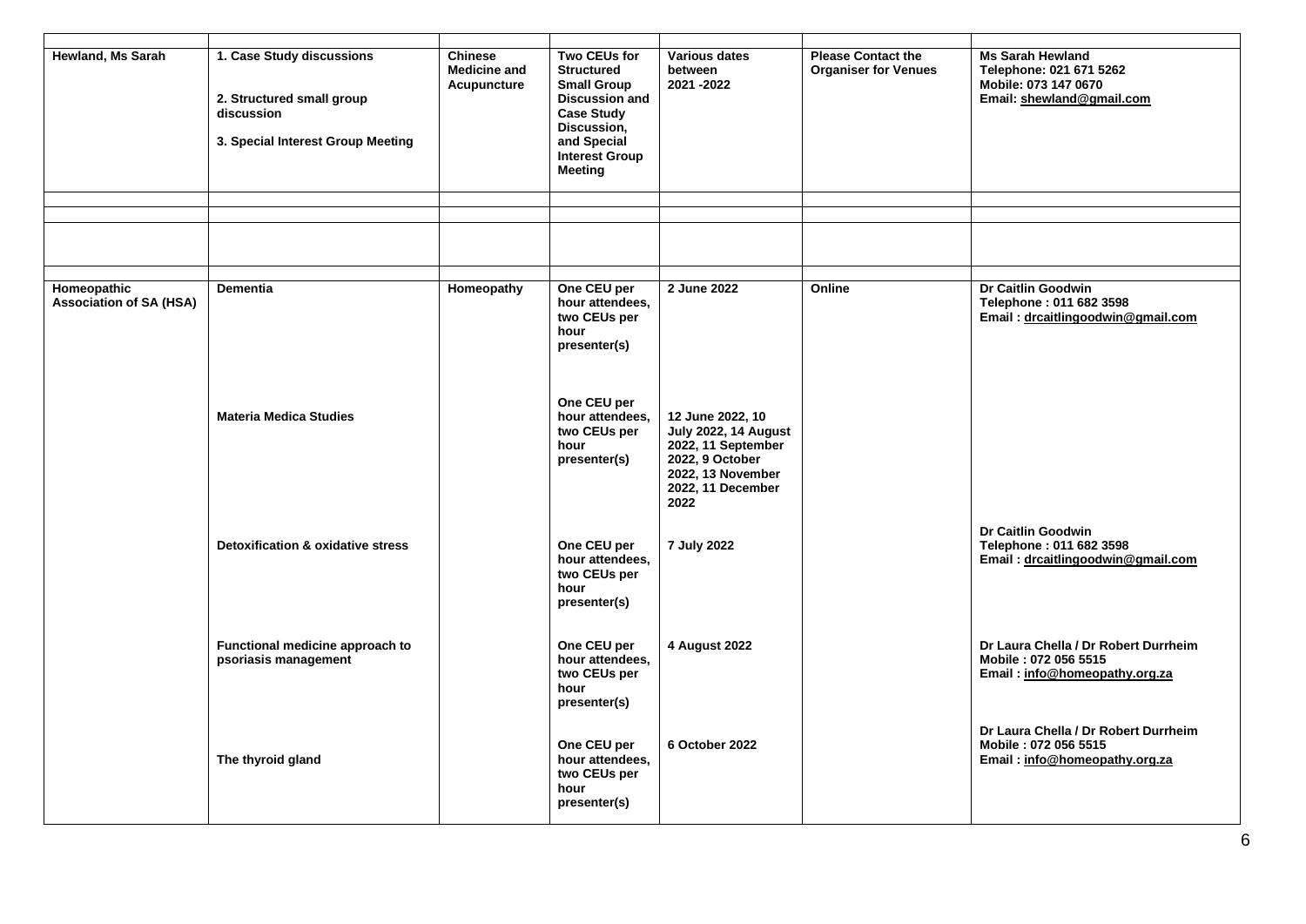| | | | | | | |
|---|---|---|---|---|---|---|
| **Hewland, Ms Sarah** | **1. Case Study discussions**<br><br>**2. Structured small group discussion**<br><br>**3. Special Interest Group Meeting** | **Chinese Medicine and Acupuncture** | **Two CEUs for Structured Small Group Discussion and Case Study Discussion, and Special Interest Group Meeting** | **Various dates between 2021 -2022** | **Please Contact the Organiser for Venues** | **Ms Sarah Hewland**<br>**Telephone: 021 671 5262**<br>**Mobile: 073 147 0670**<br>**Email: shewland@gmail.com** |
| | | | | | | |
| | | | | | | |
| | | | | | | |
| **Homeopathic Association of SA (HSA)** | **Dementia** | **Homeopathy** | **One CEU per hour attendees, two CEUs per hour presenter(s)** | **2 June 2022** | **Online** | **Dr Caitlin Goodwin**<br>**Telephone : 011 682 3598**<br>**Email : drcaitlingoodwin@gmail.com** |
| | **Materia Medica Studies** | | **One CEU per hour attendees, two CEUs per hour presenter(s)** | **12 June 2022, 10 July 2022, 14 August 2022, 11 September 2022, 9 October 2022, 13 November 2022, 11 December 2022** | | |
| | **Detoxification & oxidative stress** | | **One CEU per hour attendees, two CEUs per hour presenter(s)** | **7 July 2022** | | **Dr Caitlin Goodwin**<br>**Telephone : 011 682 3598**<br>**Email : drcaitlingoodwin@gmail.com** |
| | **Functional medicine approach to psoriasis management** | | **One CEU per hour attendees, two CEUs per hour presenter(s)** | **4 August 2022** | | **Dr Laura Chella / Dr Robert Durrheim**<br>**Mobile : 072 056 5515**<br>**Email : info@homeopathy.org.za** |
| | **The thyroid gland** | | **One CEU per hour attendees, two CEUs per hour presenter(s)** | **6 October 2022** | | **Dr Laura Chella / Dr Robert Durrheim**<br>**Mobile : 072 056 5515**<br>**Email : info@homeopathy.org.za** |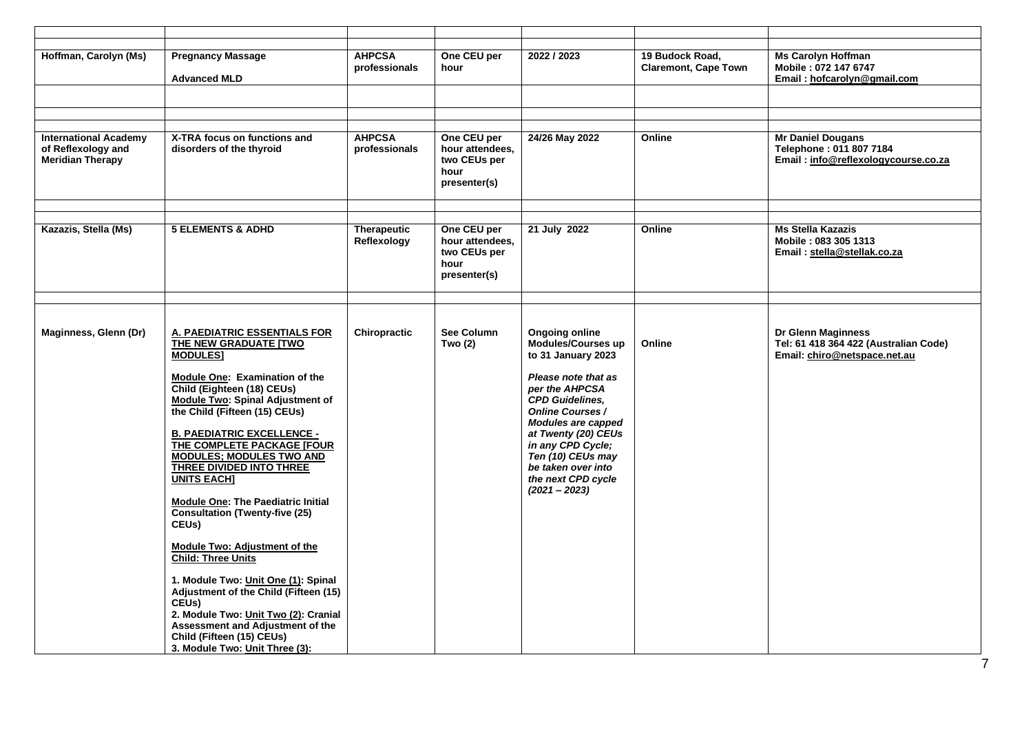| | | | | | | |
|---|---|---|---|---|---|---|
| | | | | | | |
| **Hoffman, Carolyn (Ms)** | **Pregnancy Massage**<br><br>**Advanced MLD** | **AHPCSA professionals** | **One CEU per hour** | **2022 / 2023** | **19 Budock Road, Claremont, Cape Town** | **Ms Carolyn Hoffman**<br>**Mobile : 072 147 6747**<br>**Email : hofcarolyn@gmail.com** |
| | | | | | | |
| | | | | | | |
| **International Academy of Reflexology and Meridian Therapy** | **X-TRA focus on functions and disorders of the thyroid** | **AHPCSA professionals** | **One CEU per hour attendees, two CEUs per hour presenter(s)** | **24/26 May 2022** | **Online** | **Mr Daniel Dougans**<br>**Telephone : 011 807 7184**<br>**Email : info@reflexologycourse.co.za** |
| | | | | | | |
| **Kazazis, Stella (Ms)** | **5 ELEMENTS & ADHD** | **Therapeutic Reflexology** | **One CEU per hour attendees, two CEUs per hour presenter(s)** | **21 July 2022** | **Online** | **Ms Stella Kazazis**<br>**Mobile : 083 305 1313**<br>**Email : stella@stellak.co.za** |
| | | | | | | |
| **Maginness, Glenn (Dr)** | **A. PAEDIATRIC ESSENTIALS FOR THE NEW GRADUATE [TWO MODULES]**<br><br>**Module One: Examination of the Child (Eighteen (18) CEUs)**<br>**Module Two: Spinal Adjustment of the Child (Fifteen (15) CEUs)**<br><br>**B. PAEDIATRIC EXCELLENCE - THE COMPLETE PACKAGE [FOUR MODULES; MODULES TWO AND THREE DIVIDED INTO THREE UNITS EACH]**<br><br>**Module One: The Paediatric Initial Consultation (Twenty-five (25) CEUs)**<br><br>**Module Two: Adjustment of the Child: Three Units**<br><br>**1. Module Two: Unit One (1): Spinal Adjustment of the Child (Fifteen (15) CEUs)**<br>**2. Module Two: Unit Two (2): Cranial Assessment and Adjustment of the Child (Fifteen (15) CEUs)**<br>**3. Module Two: Unit Three (3):** | **Chiropractic** | **See Column Two (2)** | **Ongoing online Modules/Courses up to 31 January 2023**<br><br>***Please note that as per the AHPCSA CPD Guidelines, Online Courses / Modules are capped at Twenty (20) CEUs in any CPD Cycle; Ten (10) CEUs may be taken over into the next CPD cycle (2021 – 2023)*** | **Online** | **Dr Glenn Maginness**<br>**Tel: 61 418 364 422 (Australian Code)**<br>**Email: chiro@netspace.net.au** |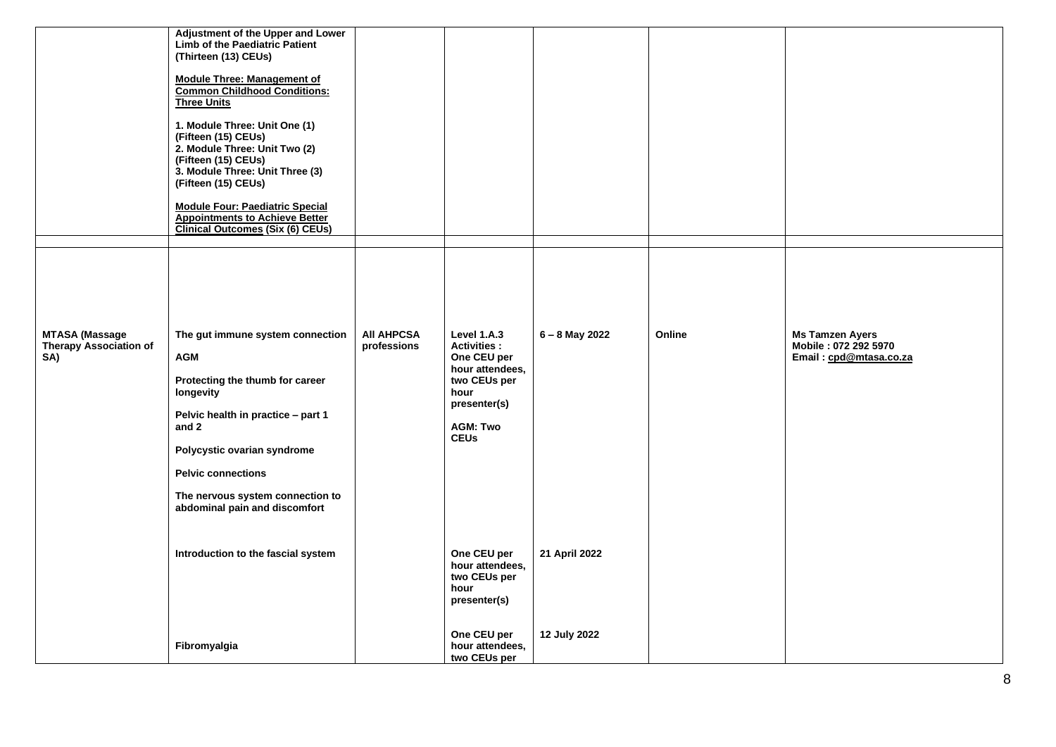| | | | | | | |
|---|---|---|---|---|---|---|
| | **Adjustment of the Upper and Lower Limb of the Paediatric Patient (Thirteen (13) CEUs)**<br><br>**Module Three: Management of Common Childhood Conditions: Three Units**<br><br>**1. Module Three: Unit One (1) (Fifteen (15) CEUs)**<br>**2. Module Three: Unit Two (2) (Fifteen (15) CEUs)**<br>**3. Module Three: Unit Three (3) (Fifteen (15) CEUs)**<br><br>**Module Four: Paediatric Special Appointments to Achieve Better Clinical Outcomes (Six (6) CEUs)** | | | | | |
| | | | | | | |
| **MTASA (Massage Therapy Association of SA)** | **The gut immune system connection**<br><br>**AGM**<br><br>**Protecting the thumb for career longevity**<br><br>**Pelvic health in practice – part 1 and 2**<br><br>**Polycystic ovarian syndrome**<br><br>**Pelvic connections**<br><br>**The nervous system connection to abdominal pain and discomfort** | **All AHPCSA professions** | **Level 1.A.3 Activities : One CEU per hour attendees, two CEUs per hour presenter(s)**<br><br>**AGM: Two CEUs** | **6 – 8 May 2022** | **Online** | **Ms Tamzen Ayers**<br>**Mobile : 072 292 5970**<br>**Email : cpd@mtasa.co.za** |
| | **Introduction to the fascial system** | | **One CEU per hour attendees, two CEUs per hour presenter(s)** | **21 April 2022** | | |
| | **Fibromyalgia** | | **One CEU per hour attendees, two CEUs per** | **12 July 2022** | | |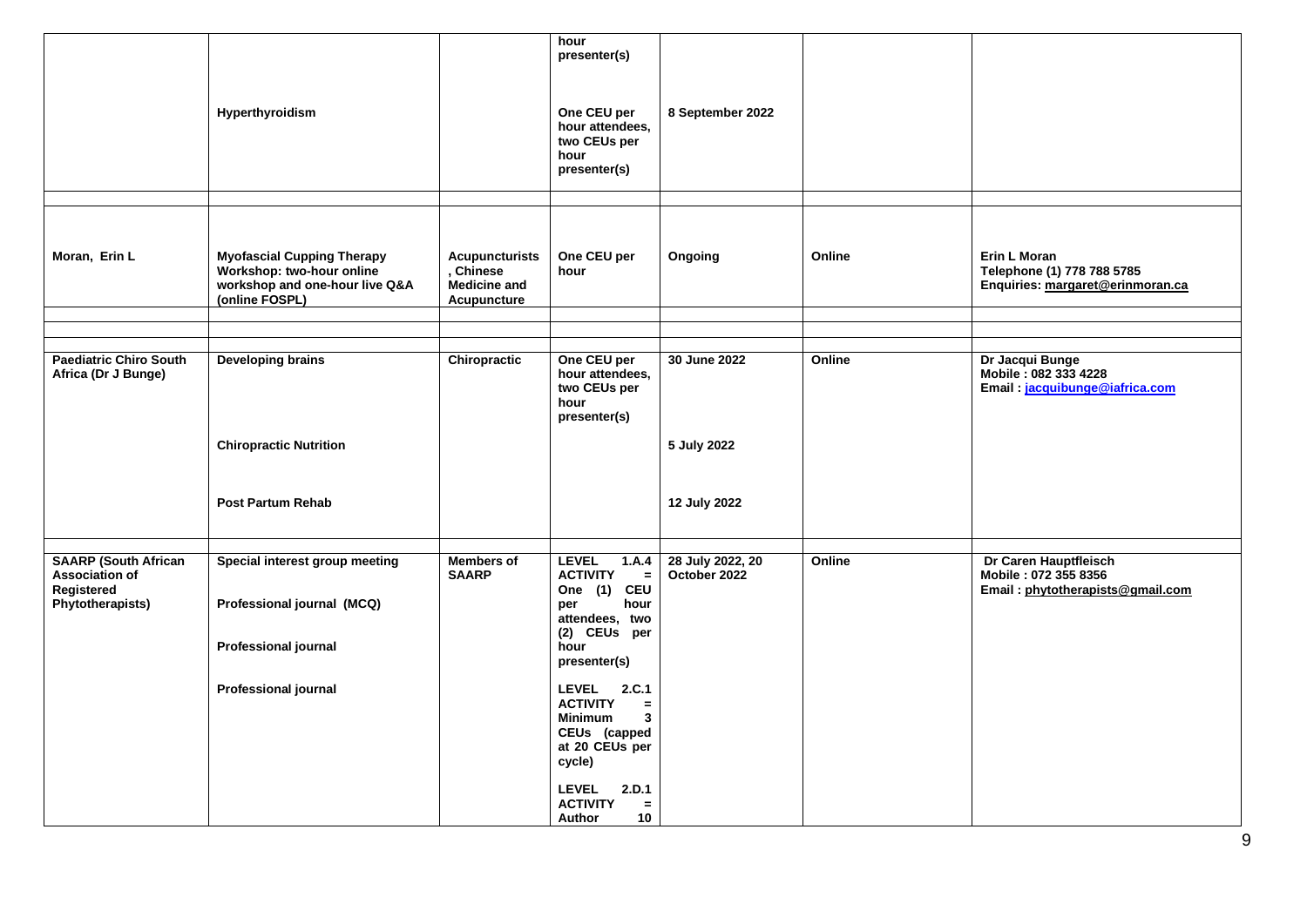| | | | | | | |
|---|---|---|---|---|---|---|
| | | | hour presenter(s) | | | |
| | Hyperthyroidism | | One CEU per hour attendees, two CEUs per hour presenter(s) | 8 September 2022 | | |
| | | | | | | |
| **Moran, Erin L** | **Myofascial Cupping Therapy Workshop: two-hour online workshop and one-hour live Q&A (online FOSPL)** | **Acupuncturists, Chinese Medicine and Acupuncture** | **One CEU per hour** | **Ongoing** | **Online** | **Erin L Moran**<br>**Telephone (1) 778 788 5785**<br>**Enquiries: margaret@erinmoran.ca** |
| | | | | | | |
| | | | | | | |
| **Paediatric Chiro South Africa (Dr J Bunge)** | **Developing brains** | **Chiropractic** | **One CEU per hour attendees, two CEUs per hour presenter(s)** | **30 June 2022** | **Online** | **Dr Jacqui Bunge**<br>**Mobile : 082 333 4228**<br>**Email : jacquibunge@iafrica.com** |
| | **Chiropractic Nutrition** | | | **5 July 2022** | | |
| | **Post Partum Rehab** | | | **12 July 2022** | | |
| | | | | | | |
| **SAARP (South African Association of Registered Phytotherapists)** | **Special interest group meeting**<br><br>**Professional journal (MCQ)**<br><br>**Professional journal**<br><br>**Professional journal** | **Members of SAARP** | **LEVEL 1.A.4 ACTIVITY = One (1) CEU per hour attendees, two (2) CEUs per hour presenter(s)**<br><br>**LEVEL 2.C.1 ACTIVITY = Minimum 3 CEUs (capped at 20 CEUs per cycle)**<br><br>**LEVEL 2.D.1 ACTIVITY = Author 10** | **28 July 2022, 20 October 2022** | **Online** | **Dr Caren Hauptfleisch**<br>**Mobile : 072 355 8356**<br>**Email : phytotherapists@gmail.com** |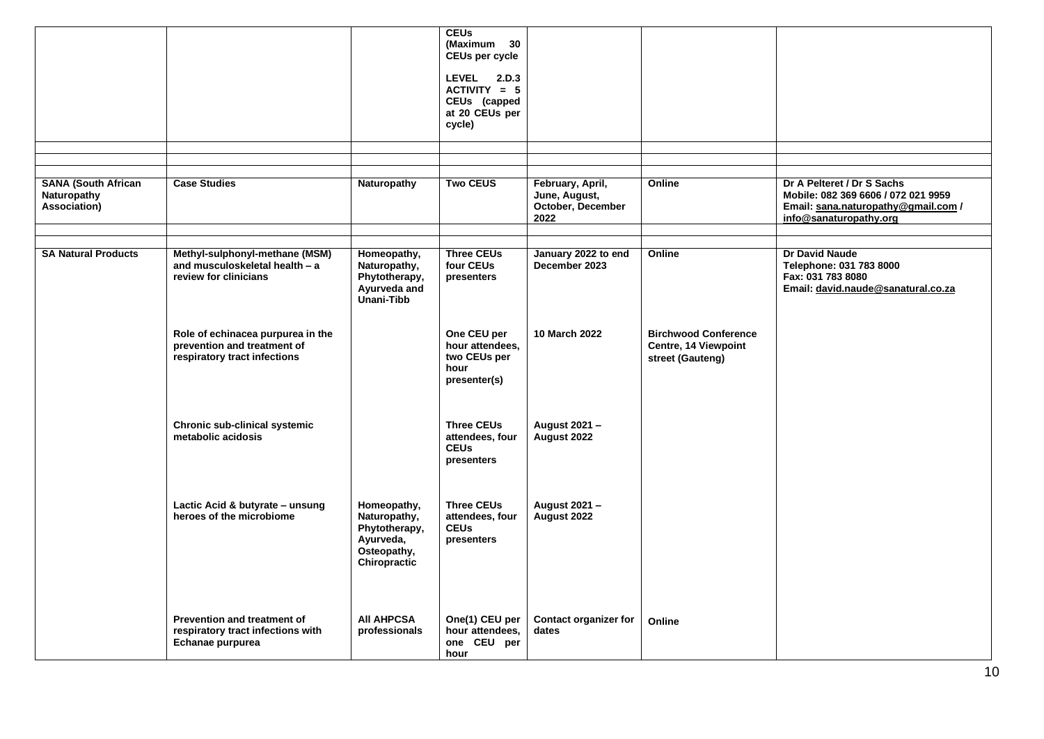| | | | **CEUs (Maximum 30 CEUs per cycle**<br><br>**LEVEL 2.D.3 ACTIVITY = 5 CEUs (capped at 20 CEUs per cycle)** | | | |
|---|---|---|---|---|---|---|
| | | | | | | |
| | | | | | | |
| | | | | | | |
| **SANA (South African Naturopathy Association)** | **Case Studies** | **Naturopathy** | **Two CEUS** | **February, April, June, August, October, December 2022** | **Online** | **Dr A Pelteret / Dr S Sachs**<br>**Mobile: 082 369 6606 / 072 021 9959**<br>**Email: sana.naturopathy@gmail.com / info@sanaturopathy.org** |
| | | | | | | |
| | | | | | | |
| **SA Natural Products** | **Methyl-sulphonyl-methane (MSM) and musculoskeletal health – a review for clinicians** | **Homeopathy, Naturopathy, Phytotherapy, Ayurveda and Unani-Tibb** | **Three CEUs four CEUs presenters** | **January 2022 to end December 2023** | **Online** | **Dr David Naude**<br>**Telephone: 031 783 8000**<br>**Fax: 031 783 8080**<br>**Email: david.naude@sanatural.co.za** |
| | **Role of echinacea purpurea in the prevention and treatment of respiratory tract infections** | | **One CEU per hour attendees, two CEUs per hour presenter(s)** | **10 March 2022** | **Birchwood Conference Centre, 14 Viewpoint street (Gauteng)** | |
| | **Chronic sub-clinical systemic metabolic acidosis** | | **Three CEUs attendees, four CEUs presenters** | **August 2021 – August 2022** | | |
| | **Lactic Acid & butyrate – unsung heroes of the microbiome** | **Homeopathy, Naturopathy, Phytotherapy, Ayurveda, Osteopathy, Chiropractic** | **Three CEUs attendees, four CEUs presenters** | **August 2021 – August 2022** | | |
| | **Prevention and treatment of respiratory tract infections with Echanae purpurea** | **All AHPCSA professionals** | **One(1) CEU per hour attendees, one CEU per hour** | **Contact organizer for dates** | **Online** | |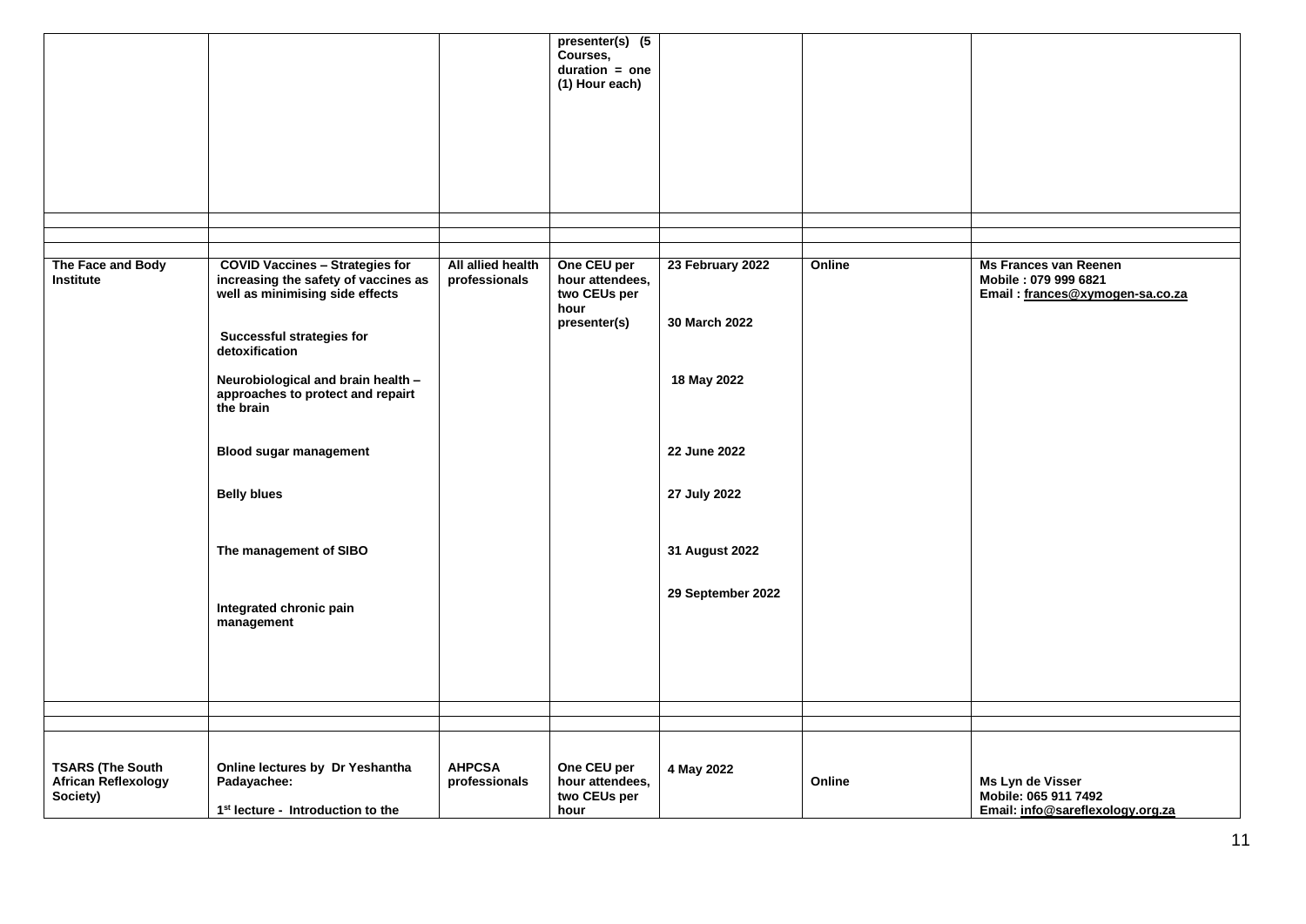| | | | presenter(s) (5 Courses, duration = one (1) Hour each) | | | |
|---|---|---|---|---|---|---|
| | | | | | | |
| | | | | | | |
| **The Face and Body Institute** | **COVID Vaccines – Strategies for increasing the safety of vaccines as well as minimising side effects**<br><br>**Successful strategies for detoxification**<br><br>**Neurobiological and brain health – approaches to protect and repairt the brain**<br><br>**Blood sugar management**<br><br>**Belly blues**<br><br>**The management of SIBO**<br><br>**Integrated chronic pain management** | **All allied health professionals** | **One CEU per hour attendees, two CEUs per hour presenter(s)** | **23 February 2022**<br><br>**30 March 2022**<br><br>**18 May 2022**<br><br>**22 June 2022**<br><br>**27 July 2022**<br><br>**31 August 2022**<br><br>**29 September 2022** | **Online** | **Ms Frances van Reenen**<br>**Mobile : 079 999 6821**<br>**Email : frances@xymogen-sa.co.za** |
| | | | | | | |
| | | | | | | |
| **TSARS (The South African Reflexology Society)** | **Online lectures by Dr Yeshantha Padayachee:**<br><br>**1st lecture - Introduction to the** | **AHPCSA professionals** | **One CEU per hour attendees, two CEUs per hour** | **4 May 2022** | **Online** | **Ms Lyn de Visser**<br>**Mobile: 065 911 7492**<br>**Email: info@sareflexology.org.za** |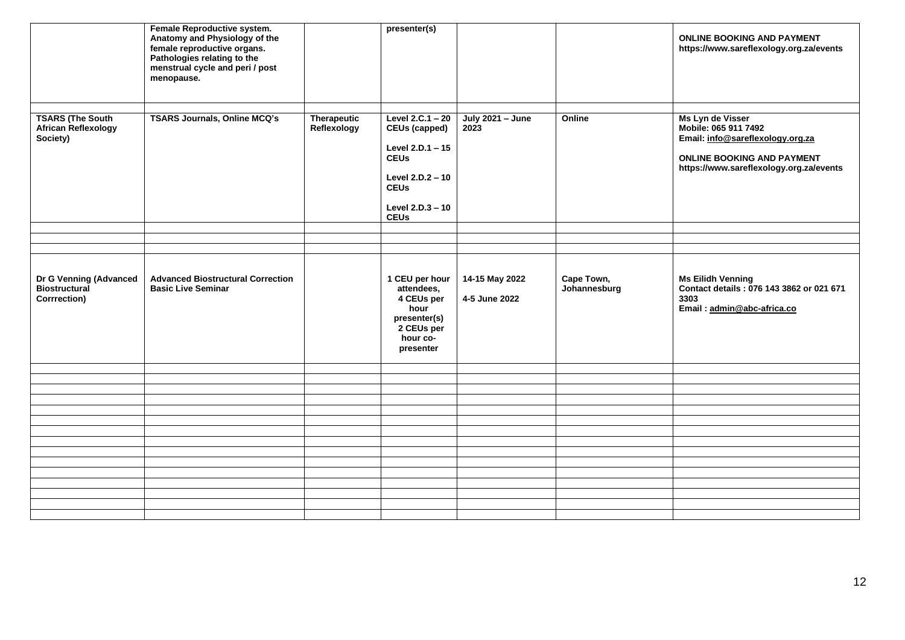| | | | | | | |
|---|---|---|---|---|---|---|
| | **Female Reproductive system. Anatomy and Physiology of the female reproductive organs. Pathologies relating to the menstrual cycle and peri / post menopause.** | | **presenter(s)** | | | **ONLINE BOOKING AND PAYMENT** **https://www.sareflexology.org.za/events** |
| | | | | | | |
| **TSARS (The South African Reflexology Society)** | **TSARS Journals, Online MCQ's** | **Therapeutic Reflexology** | **Level 2.C.1 – 20 CEUs (capped)** **Level 2.D.1 – 15 CEUs** **Level 2.D.2 – 10 CEUs** **Level 2.D.3 – 10 CEUs** | **July 2021 – June 2023** | **Online** | **Ms Lyn de Visser** **Mobile: 065 911 7492** **Email: info@sareflexology.org.za** **ONLINE BOOKING AND PAYMENT** **https://www.sareflexology.org.za/events** |
| | | | | | | |
| | | | | | | |
| | | | | | | |
| **Dr G Venning (Advanced Biostructural Corrrection)** | **Advanced Biostructural Correction Basic Live Seminar** | | **1 CEU per hour attendees, 4 CEUs per hour presenter(s) 2 CEUs per hour co-presenter** | **14-15 May 2022** **4-5 June 2022** | **Cape Town, Johannesburg** | **Ms Eilidh Venning** **Contact details : 076 143 3862 or 021 671 3303** **Email : admin@abc-africa.co** |
| | | | | | | |
| | | | | | | |
| | | | | | | |
| | | | | | | |
| | | | | | | |
| | | | | | | |
| | | | | | | |
| | | | | | | |
| | | | | | | |
| | | | | | | |
| | | | | | | |
| | | | | | | |
| | | | | | | |
| | | | | | | |
| | | | | | | |